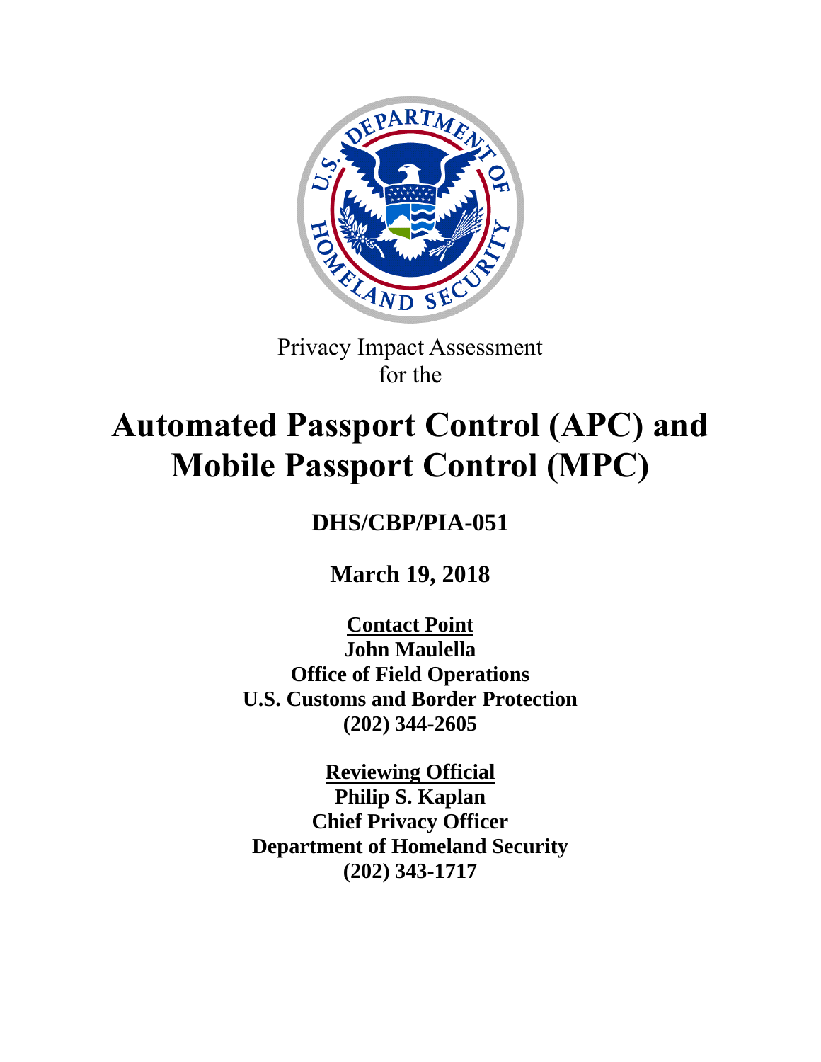Privacy Impact Assessment
for the

# Automated Passport Control (APC) and Mobile Passport Control (MPC)

## DHS/CBP/PIA-051

**March 19, 2018**

**Contact Point**
**John Maulella**
**Office of Field Operations**
**U.S. Customs and Border Protection**
**(202) 344-2605**

**Reviewing Official**
**Philip S. Kaplan**
**Chief Privacy Officer**
**Department of Homeland Security**
**(202) 343-1717**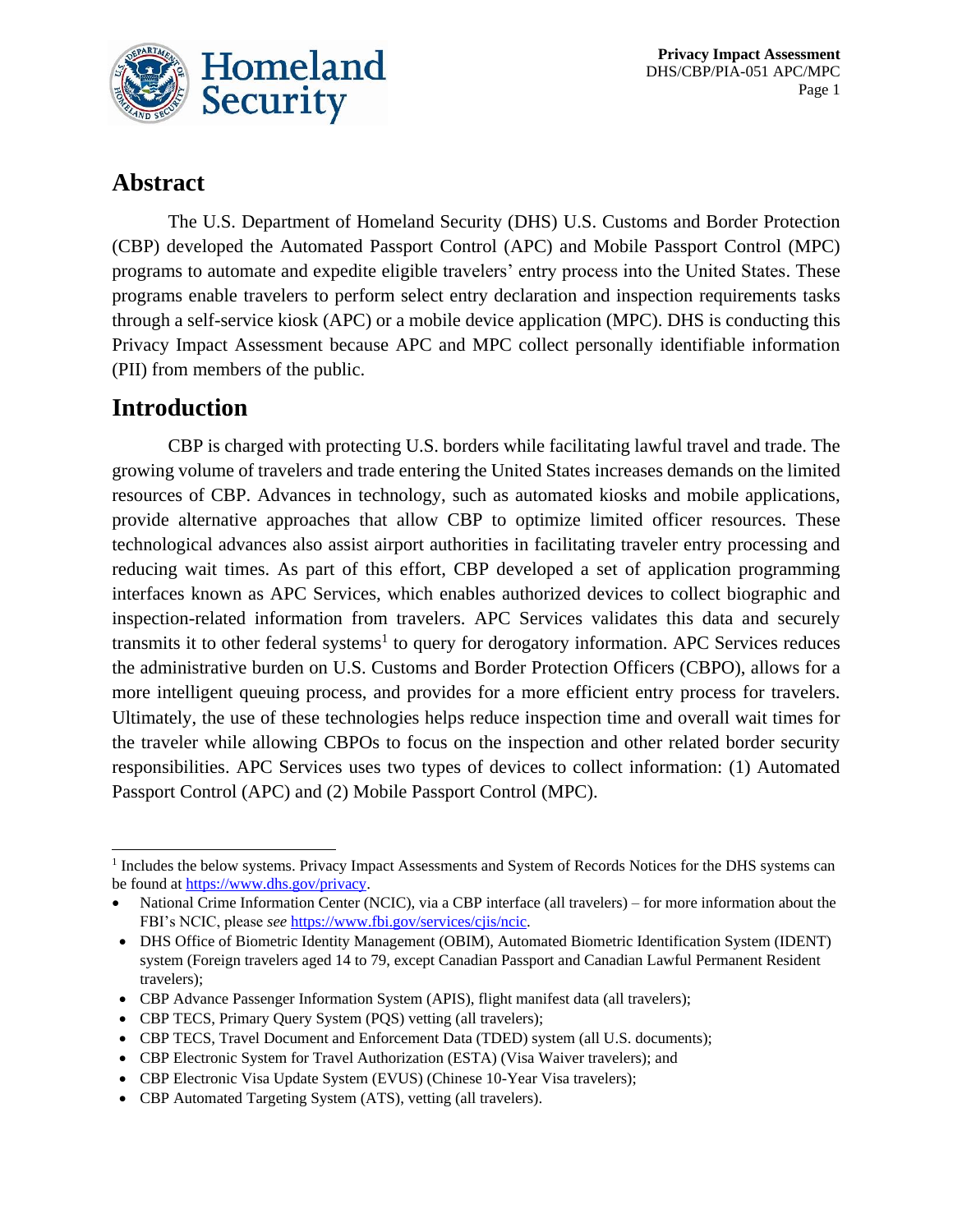## Abstract

The U.S. Department of Homeland Security (DHS) U.S. Customs and Border Protection (CBP) developed the Automated Passport Control (APC) and Mobile Passport Control (MPC) programs to automate and expedite eligible travelers' entry process into the United States. These programs enable travelers to perform select entry declaration and inspection requirements tasks through a self-service kiosk (APC) or a mobile device application (MPC). DHS is conducting this Privacy Impact Assessment because APC and MPC collect personally identifiable information (PII) from members of the public.

## Introduction

CBP is charged with protecting U.S. borders while facilitating lawful travel and trade. The growing volume of travelers and trade entering the United States increases demands on the limited resources of CBP. Advances in technology, such as automated kiosks and mobile applications, provide alternative approaches that allow CBP to optimize limited officer resources. These technological advances also assist airport authorities in facilitating traveler entry processing and reducing wait times. As part of this effort, CBP developed a set of application programming interfaces known as APC Services, which enables authorized devices to collect biographic and inspection-related information from travelers. APC Services validates this data and securely transmits it to other federal systems[1] to query for derogatory information. APC Services reduces the administrative burden on U.S. Customs and Border Protection Officers (CBPO), allows for a more intelligent queuing process, and provides for a more efficient entry process for travelers. Ultimately, the use of these technologies helps reduce inspection time and overall wait times for the traveler while allowing CBPOs to focus on the inspection and other related border security responsibilities. APC Services uses two types of devices to collect information: (1) Automated Passport Control (APC) and (2) Mobile Passport Control (MPC).

---

[1] Includes the below systems. Privacy Impact Assessments and System of Records Notices for the DHS systems can be found at https://www.dhs.gov/privacy.

- National Crime Information Center (NCIC), via a CBP interface (all travelers) – for more information about the FBI's NCIC, please *see* https://www.fbi.gov/services/cjis/ncic.
- DHS Office of Biometric Identity Management (OBIM), Automated Biometric Identification System (IDENT) system (Foreign travelers aged 14 to 79, except Canadian Passport and Canadian Lawful Permanent Resident travelers);
- CBP Advance Passenger Information System (APIS), flight manifest data (all travelers);
- CBP TECS, Primary Query System (PQS) vetting (all travelers);
- CBP TECS, Travel Document and Enforcement Data (TDED) system (all U.S. documents);
- CBP Electronic System for Travel Authorization (ESTA) (Visa Waiver travelers); and
- CBP Electronic Visa Update System (EVUS) (Chinese 10-Year Visa travelers);
- CBP Automated Targeting System (ATS), vetting (all travelers).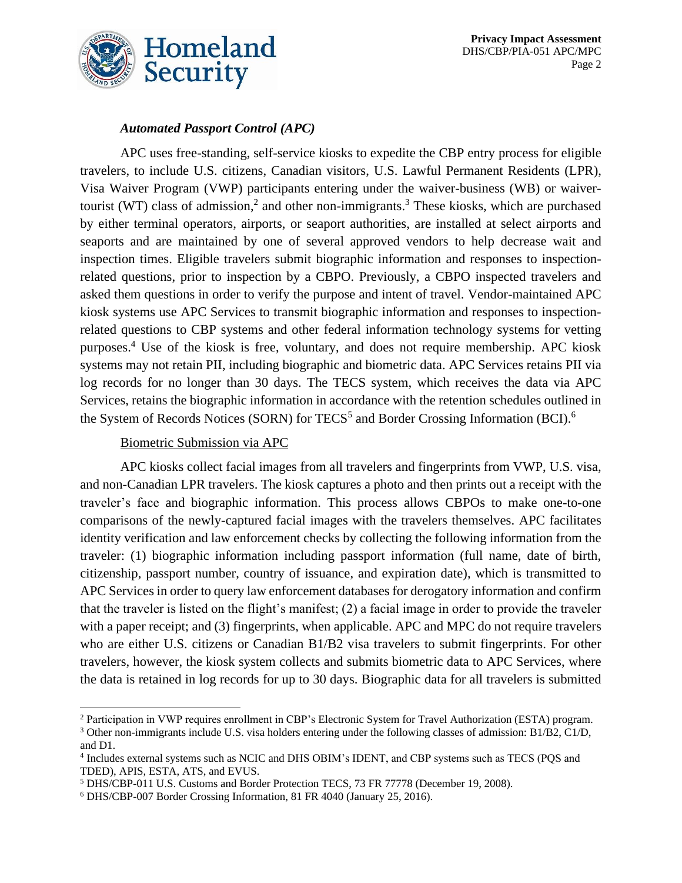### *Automated Passport Control (APC)*

APC uses free-standing, self-service kiosks to expedite the CBP entry process for eligible travelers, to include U.S. citizens, Canadian visitors, U.S. Lawful Permanent Residents (LPR), Visa Waiver Program (VWP) participants entering under the waiver-business (WB) or waiver-tourist (WT) class of admission,[2] and other non-immigrants.[3] These kiosks, which are purchased by either terminal operators, airports, or seaport authorities, are installed at select airports and seaports and are maintained by one of several approved vendors to help decrease wait and inspection times. Eligible travelers submit biographic information and responses to inspection-related questions, prior to inspection by a CBPO. Previously, a CBPO inspected travelers and asked them questions in order to verify the purpose and intent of travel. Vendor-maintained APC kiosk systems use APC Services to transmit biographic information and responses to inspection-related questions to CBP systems and other federal information technology systems for vetting purposes.[4] Use of the kiosk is free, voluntary, and does not require membership. APC kiosk systems may not retain PII, including biographic and biometric data. APC Services retains PII via log records for no longer than 30 days. The TECS system, which receives the data via APC Services, retains the biographic information in accordance with the retention schedules outlined in the System of Records Notices (SORN) for TECS[5] and Border Crossing Information (BCI).[6]

Biometric Submission via APC

APC kiosks collect facial images from all travelers and fingerprints from VWP, U.S. visa, and non-Canadian LPR travelers. The kiosk captures a photo and then prints out a receipt with the traveler's face and biographic information. This process allows CBPOs to make one-to-one comparisons of the newly-captured facial images with the travelers themselves. APC facilitates identity verification and law enforcement checks by collecting the following information from the traveler: (1) biographic information including passport information (full name, date of birth, citizenship, passport number, country of issuance, and expiration date), which is transmitted to APC Services in order to query law enforcement databases for derogatory information and confirm that the traveler is listed on the flight's manifest; (2) a facial image in order to provide the traveler with a paper receipt; and (3) fingerprints, when applicable. APC and MPC do not require travelers who are either U.S. citizens or Canadian B1/B2 visa travelers to submit fingerprints. For other travelers, however, the kiosk system collects and submits biometric data to APC Services, where the data is retained in log records for up to 30 days. Biographic data for all travelers is submitted

---

[2] Participation in VWP requires enrollment in CBP's Electronic System for Travel Authorization (ESTA) program.

[3] Other non-immigrants include U.S. visa holders entering under the following classes of admission: B1/B2, C1/D, and D1.

[4] Includes external systems such as NCIC and DHS OBIM's IDENT, and CBP systems such as TECS (PQS and TDED), APIS, ESTA, ATS, and EVUS.

[5] DHS/CBP-011 U.S. Customs and Border Protection TECS, 73 FR 77778 (December 19, 2008).

[6] DHS/CBP-007 Border Crossing Information, 81 FR 4040 (January 25, 2016).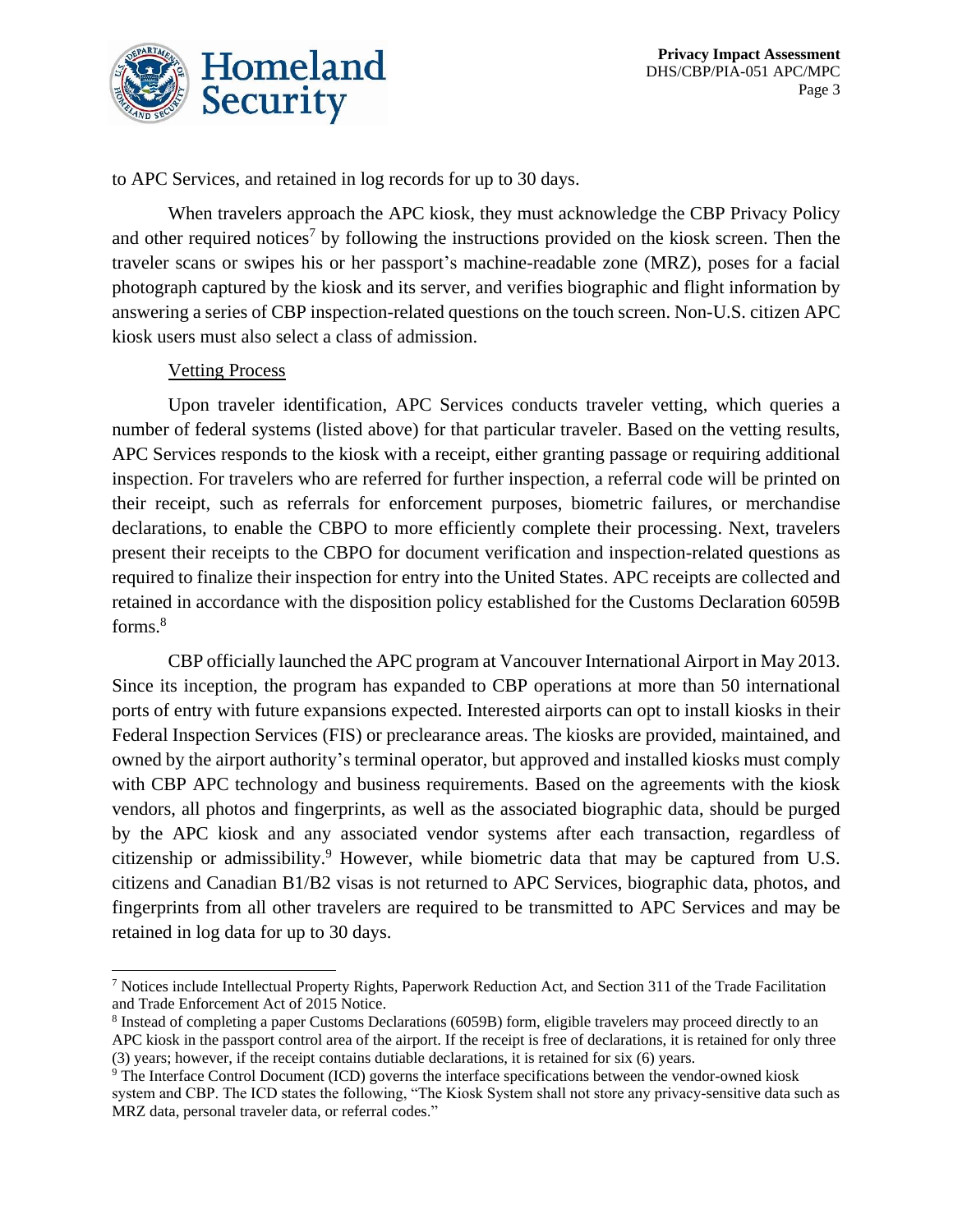to APC Services, and retained in log records for up to 30 days.

When travelers approach the APC kiosk, they must acknowledge the CBP Privacy Policy and other required notices[7] by following the instructions provided on the kiosk screen. Then the traveler scans or swipes his or her passport's machine-readable zone (MRZ), poses for a facial photograph captured by the kiosk and its server, and verifies biographic and flight information by answering a series of CBP inspection-related questions on the touch screen. Non-U.S. citizen APC kiosk users must also select a class of admission.

Vetting Process

Upon traveler identification, APC Services conducts traveler vetting, which queries a number of federal systems (listed above) for that particular traveler. Based on the vetting results, APC Services responds to the kiosk with a receipt, either granting passage or requiring additional inspection. For travelers who are referred for further inspection, a referral code will be printed on their receipt, such as referrals for enforcement purposes, biometric failures, or merchandise declarations, to enable the CBPO to more efficiently complete their processing. Next, travelers present their receipts to the CBPO for document verification and inspection-related questions as required to finalize their inspection for entry into the United States. APC receipts are collected and retained in accordance with the disposition policy established for the Customs Declaration 6059B forms.[8]

CBP officially launched the APC program at Vancouver International Airport in May 2013. Since its inception, the program has expanded to CBP operations at more than 50 international ports of entry with future expansions expected. Interested airports can opt to install kiosks in their Federal Inspection Services (FIS) or preclearance areas. The kiosks are provided, maintained, and owned by the airport authority's terminal operator, but approved and installed kiosks must comply with CBP APC technology and business requirements. Based on the agreements with the kiosk vendors, all photos and fingerprints, as well as the associated biographic data, should be purged by the APC kiosk and any associated vendor systems after each transaction, regardless of citizenship or admissibility.[9] However, while biometric data that may be captured from U.S. citizens and Canadian B1/B2 visas is not returned to APC Services, biographic data, photos, and fingerprints from all other travelers are required to be transmitted to APC Services and may be retained in log data for up to 30 days.

---

[7] Notices include Intellectual Property Rights, Paperwork Reduction Act, and Section 311 of the Trade Facilitation and Trade Enforcement Act of 2015 Notice.

[8] Instead of completing a paper Customs Declarations (6059B) form, eligible travelers may proceed directly to an APC kiosk in the passport control area of the airport. If the receipt is free of declarations, it is retained for only three (3) years; however, if the receipt contains dutiable declarations, it is retained for six (6) years.

[9] The Interface Control Document (ICD) governs the interface specifications between the vendor-owned kiosk system and CBP. The ICD states the following, "The Kiosk System shall not store any privacy-sensitive data such as MRZ data, personal traveler data, or referral codes."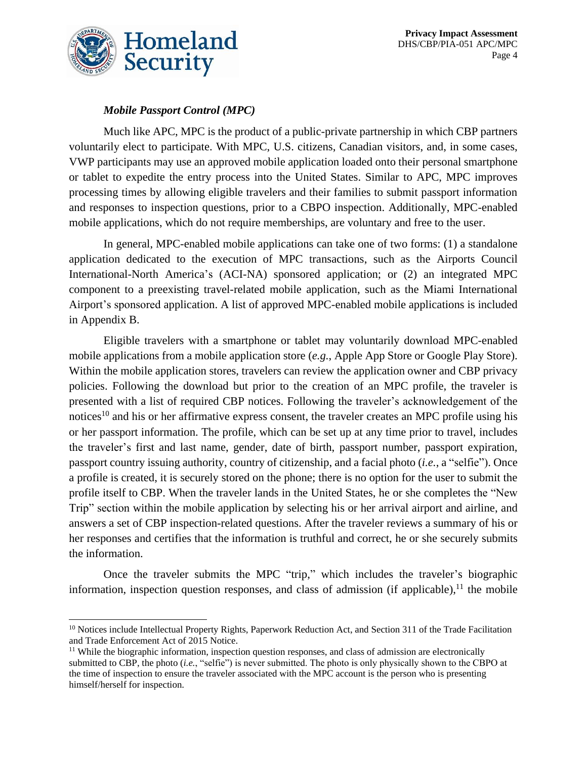### *Mobile Passport Control (MPC)*

Much like APC, MPC is the product of a public-private partnership in which CBP partners voluntarily elect to participate. With MPC, U.S. citizens, Canadian visitors, and, in some cases, VWP participants may use an approved mobile application loaded onto their personal smartphone or tablet to expedite the entry process into the United States. Similar to APC, MPC improves processing times by allowing eligible travelers and their families to submit passport information and responses to inspection questions, prior to a CBPO inspection. Additionally, MPC-enabled mobile applications, which do not require memberships, are voluntary and free to the user.

In general, MPC-enabled mobile applications can take one of two forms: (1) a standalone application dedicated to the execution of MPC transactions, such as the Airports Council International-North America's (ACI-NA) sponsored application; or (2) an integrated MPC component to a preexisting travel-related mobile application, such as the Miami International Airport's sponsored application. A list of approved MPC-enabled mobile applications is included in Appendix B.

Eligible travelers with a smartphone or tablet may voluntarily download MPC-enabled mobile applications from a mobile application store (*e.g.*, Apple App Store or Google Play Store). Within the mobile application stores, travelers can review the application owner and CBP privacy policies. Following the download but prior to the creation of an MPC profile, the traveler is presented with a list of required CBP notices. Following the traveler's acknowledgement of the notices[10] and his or her affirmative express consent, the traveler creates an MPC profile using his or her passport information. The profile, which can be set up at any time prior to travel, includes the traveler's first and last name, gender, date of birth, passport number, passport expiration, passport country issuing authority, country of citizenship, and a facial photo (*i.e.*, a "selfie"). Once a profile is created, it is securely stored on the phone; there is no option for the user to submit the profile itself to CBP. When the traveler lands in the United States, he or she completes the "New Trip" section within the mobile application by selecting his or her arrival airport and airline, and answers a set of CBP inspection-related questions. After the traveler reviews a summary of his or her responses and certifies that the information is truthful and correct, he or she securely submits the information.

Once the traveler submits the MPC "trip," which includes the traveler's biographic information, inspection question responses, and class of admission (if applicable),[11] the mobile

---

[10] Notices include Intellectual Property Rights, Paperwork Reduction Act, and Section 311 of the Trade Facilitation and Trade Enforcement Act of 2015 Notice.

[11] While the biographic information, inspection question responses, and class of admission are electronically submitted to CBP, the photo (*i.e.*, "selfie") is never submitted. The photo is only physically shown to the CBPO at the time of inspection to ensure the traveler associated with the MPC account is the person who is presenting himself/herself for inspection.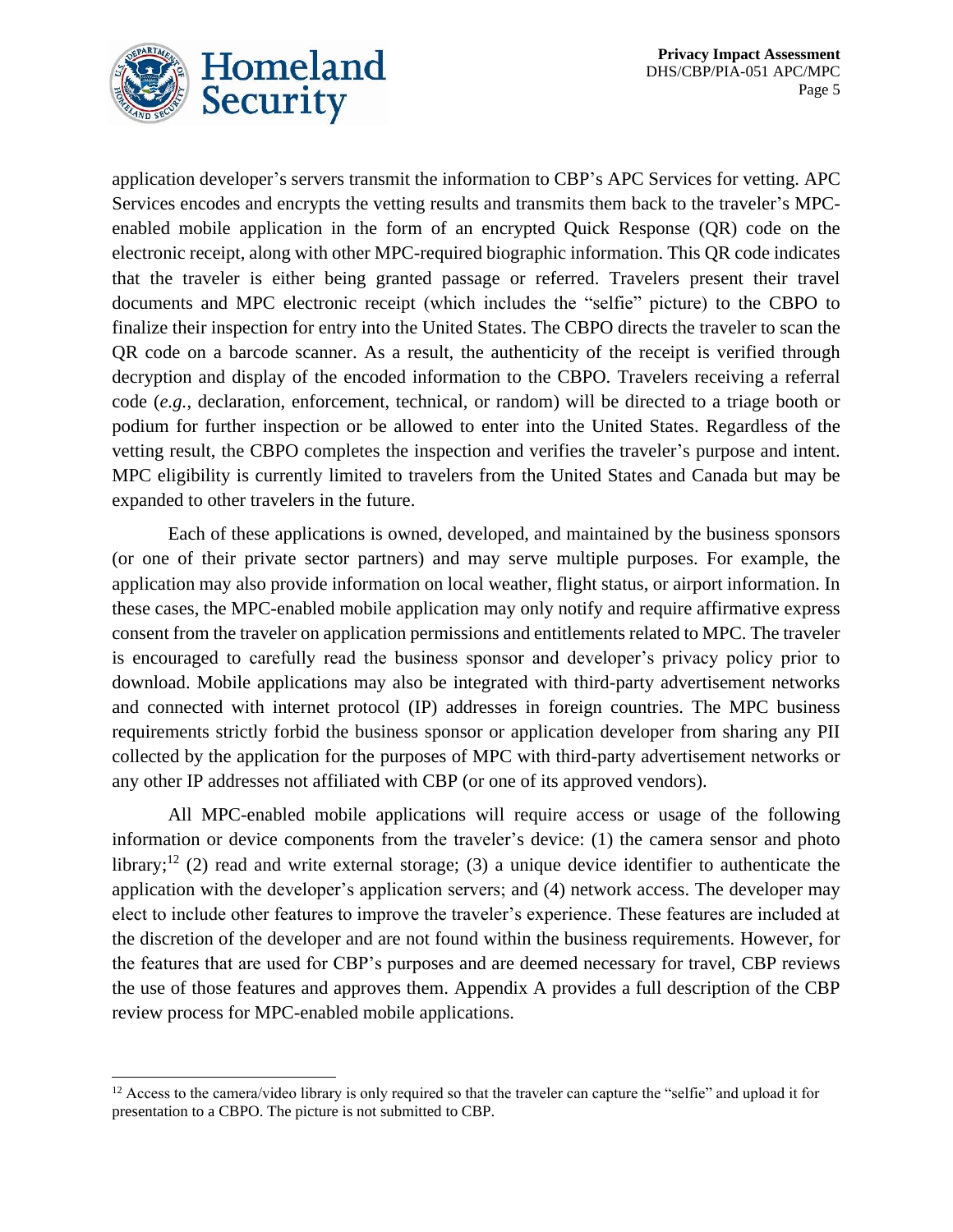application developer's servers transmit the information to CBP's APC Services for vetting. APC Services encodes and encrypts the vetting results and transmits them back to the traveler's MPC-enabled mobile application in the form of an encrypted Quick Response (QR) code on the electronic receipt, along with other MPC-required biographic information. This QR code indicates that the traveler is either being granted passage or referred. Travelers present their travel documents and MPC electronic receipt (which includes the "selfie" picture) to the CBPO to finalize their inspection for entry into the United States. The CBPO directs the traveler to scan the QR code on a barcode scanner. As a result, the authenticity of the receipt is verified through decryption and display of the encoded information to the CBPO. Travelers receiving a referral code (*e.g.*, declaration, enforcement, technical, or random) will be directed to a triage booth or podium for further inspection or be allowed to enter into the United States. Regardless of the vetting result, the CBPO completes the inspection and verifies the traveler's purpose and intent. MPC eligibility is currently limited to travelers from the United States and Canada but may be expanded to other travelers in the future.

Each of these applications is owned, developed, and maintained by the business sponsors (or one of their private sector partners) and may serve multiple purposes. For example, the application may also provide information on local weather, flight status, or airport information. In these cases, the MPC-enabled mobile application may only notify and require affirmative express consent from the traveler on application permissions and entitlements related to MPC. The traveler is encouraged to carefully read the business sponsor and developer's privacy policy prior to download. Mobile applications may also be integrated with third-party advertisement networks and connected with internet protocol (IP) addresses in foreign countries. The MPC business requirements strictly forbid the business sponsor or application developer from sharing any PII collected by the application for the purposes of MPC with third-party advertisement networks or any other IP addresses not affiliated with CBP (or one of its approved vendors).

All MPC-enabled mobile applications will require access or usage of the following information or device components from the traveler's device: (1) the camera sensor and photo library;[12] (2) read and write external storage; (3) a unique device identifier to authenticate the application with the developer's application servers; and (4) network access. The developer may elect to include other features to improve the traveler's experience. These features are included at the discretion of the developer and are not found within the business requirements. However, for the features that are used for CBP's purposes and are deemed necessary for travel, CBP reviews the use of those features and approves them. Appendix A provides a full description of the CBP review process for MPC-enabled mobile applications.

[12] Access to the camera/video library is only required so that the traveler can capture the "selfie" and upload it for presentation to a CBPO. The picture is not submitted to CBP.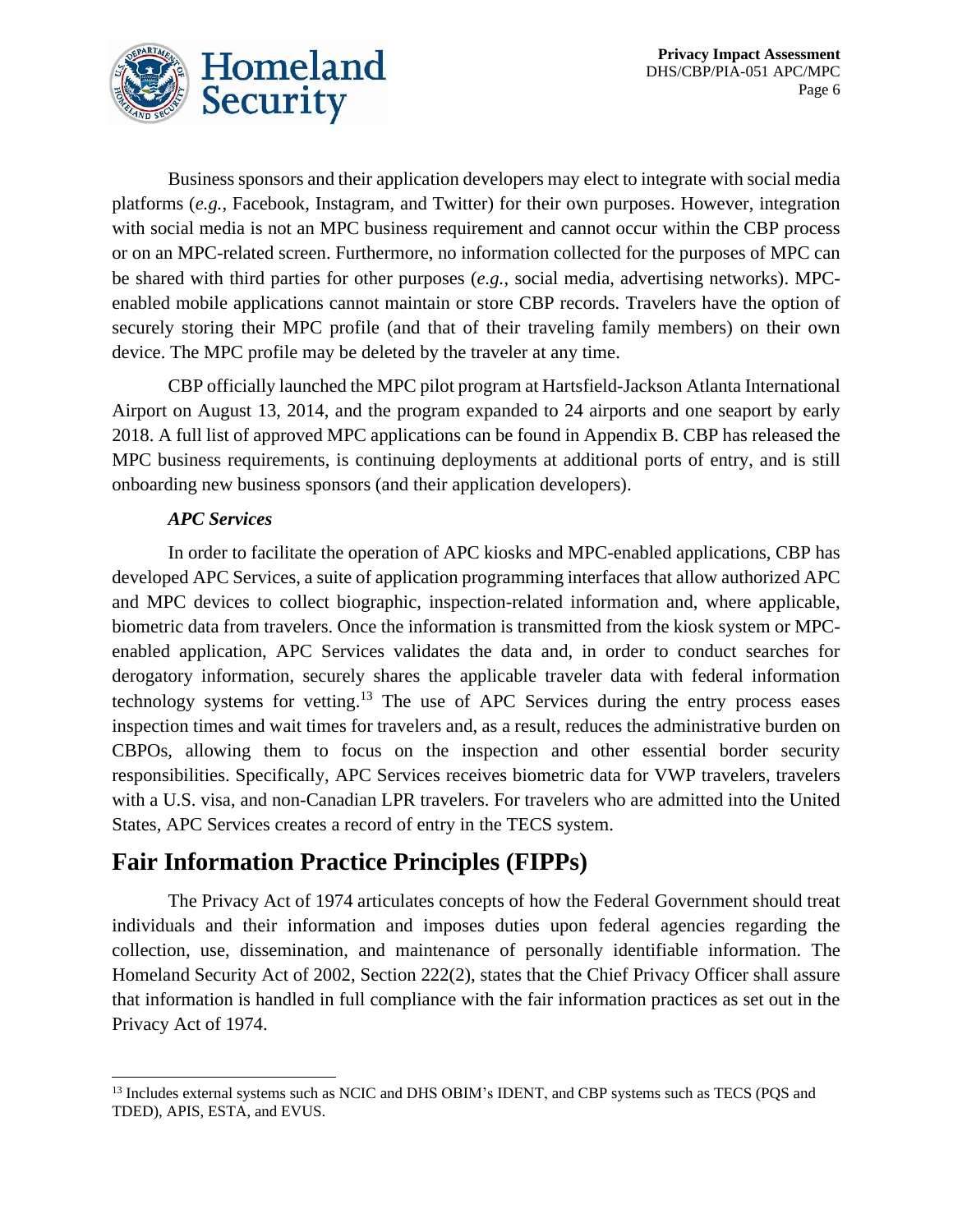Business sponsors and their application developers may elect to integrate with social media platforms (*e.g.*, Facebook, Instagram, and Twitter) for their own purposes. However, integration with social media is not an MPC business requirement and cannot occur within the CBP process or on an MPC-related screen. Furthermore, no information collected for the purposes of MPC can be shared with third parties for other purposes (*e.g.*, social media, advertising networks). MPC-enabled mobile applications cannot maintain or store CBP records. Travelers have the option of securely storing their MPC profile (and that of their traveling family members) on their own device. The MPC profile may be deleted by the traveler at any time.

CBP officially launched the MPC pilot program at Hartsfield-Jackson Atlanta International Airport on August 13, 2014, and the program expanded to 24 airports and one seaport by early 2018. A full list of approved MPC applications can be found in Appendix B. CBP has released the MPC business requirements, is continuing deployments at additional ports of entry, and is still onboarding new business sponsors (and their application developers).

***APC Services***

In order to facilitate the operation of APC kiosks and MPC-enabled applications, CBP has developed APC Services, a suite of application programming interfaces that allow authorized APC and MPC devices to collect biographic, inspection-related information and, where applicable, biometric data from travelers. Once the information is transmitted from the kiosk system or MPC-enabled application, APC Services validates the data and, in order to conduct searches for derogatory information, securely shares the applicable traveler data with federal information technology systems for vetting.[13] The use of APC Services during the entry process eases inspection times and wait times for travelers and, as a result, reduces the administrative burden on CBPOs, allowing them to focus on the inspection and other essential border security responsibilities. Specifically, APC Services receives biometric data for VWP travelers, travelers with a U.S. visa, and non-Canadian LPR travelers. For travelers who are admitted into the United States, APC Services creates a record of entry in the TECS system.

## Fair Information Practice Principles (FIPPs)

The Privacy Act of 1974 articulates concepts of how the Federal Government should treat individuals and their information and imposes duties upon federal agencies regarding the collection, use, dissemination, and maintenance of personally identifiable information. The Homeland Security Act of 2002, Section 222(2), states that the Chief Privacy Officer shall assure that information is handled in full compliance with the fair information practices as set out in the Privacy Act of 1974.

---

[13] Includes external systems such as NCIC and DHS OBIM's IDENT, and CBP systems such as TECS (PQS and TDED), APIS, ESTA, and EVUS.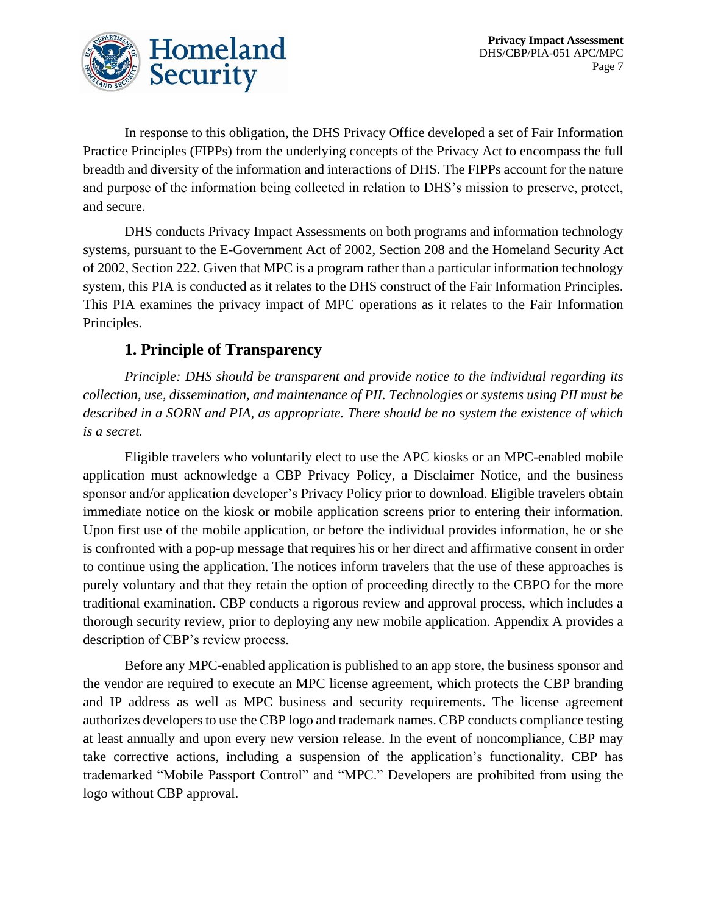In response to this obligation, the DHS Privacy Office developed a set of Fair Information Practice Principles (FIPPs) from the underlying concepts of the Privacy Act to encompass the full breadth and diversity of the information and interactions of DHS. The FIPPs account for the nature and purpose of the information being collected in relation to DHS's mission to preserve, protect, and secure.

DHS conducts Privacy Impact Assessments on both programs and information technology systems, pursuant to the E-Government Act of 2002, Section 208 and the Homeland Security Act of 2002, Section 222. Given that MPC is a program rather than a particular information technology system, this PIA is conducted as it relates to the DHS construct of the Fair Information Principles. This PIA examines the privacy impact of MPC operations as it relates to the Fair Information Principles.

## 1. Principle of Transparency

*Principle: DHS should be transparent and provide notice to the individual regarding its collection, use, dissemination, and maintenance of PII. Technologies or systems using PII must be described in a SORN and PIA, as appropriate. There should be no system the existence of which is a secret.*

Eligible travelers who voluntarily elect to use the APC kiosks or an MPC-enabled mobile application must acknowledge a CBP Privacy Policy, a Disclaimer Notice, and the business sponsor and/or application developer's Privacy Policy prior to download. Eligible travelers obtain immediate notice on the kiosk or mobile application screens prior to entering their information. Upon first use of the mobile application, or before the individual provides information, he or she is confronted with a pop-up message that requires his or her direct and affirmative consent in order to continue using the application. The notices inform travelers that the use of these approaches is purely voluntary and that they retain the option of proceeding directly to the CBPO for the more traditional examination. CBP conducts a rigorous review and approval process, which includes a thorough security review, prior to deploying any new mobile application. Appendix A provides a description of CBP's review process.

Before any MPC-enabled application is published to an app store, the business sponsor and the vendor are required to execute an MPC license agreement, which protects the CBP branding and IP address as well as MPC business and security requirements. The license agreement authorizes developers to use the CBP logo and trademark names. CBP conducts compliance testing at least annually and upon every new version release. In the event of noncompliance, CBP may take corrective actions, including a suspension of the application's functionality. CBP has trademarked "Mobile Passport Control" and "MPC." Developers are prohibited from using the logo without CBP approval.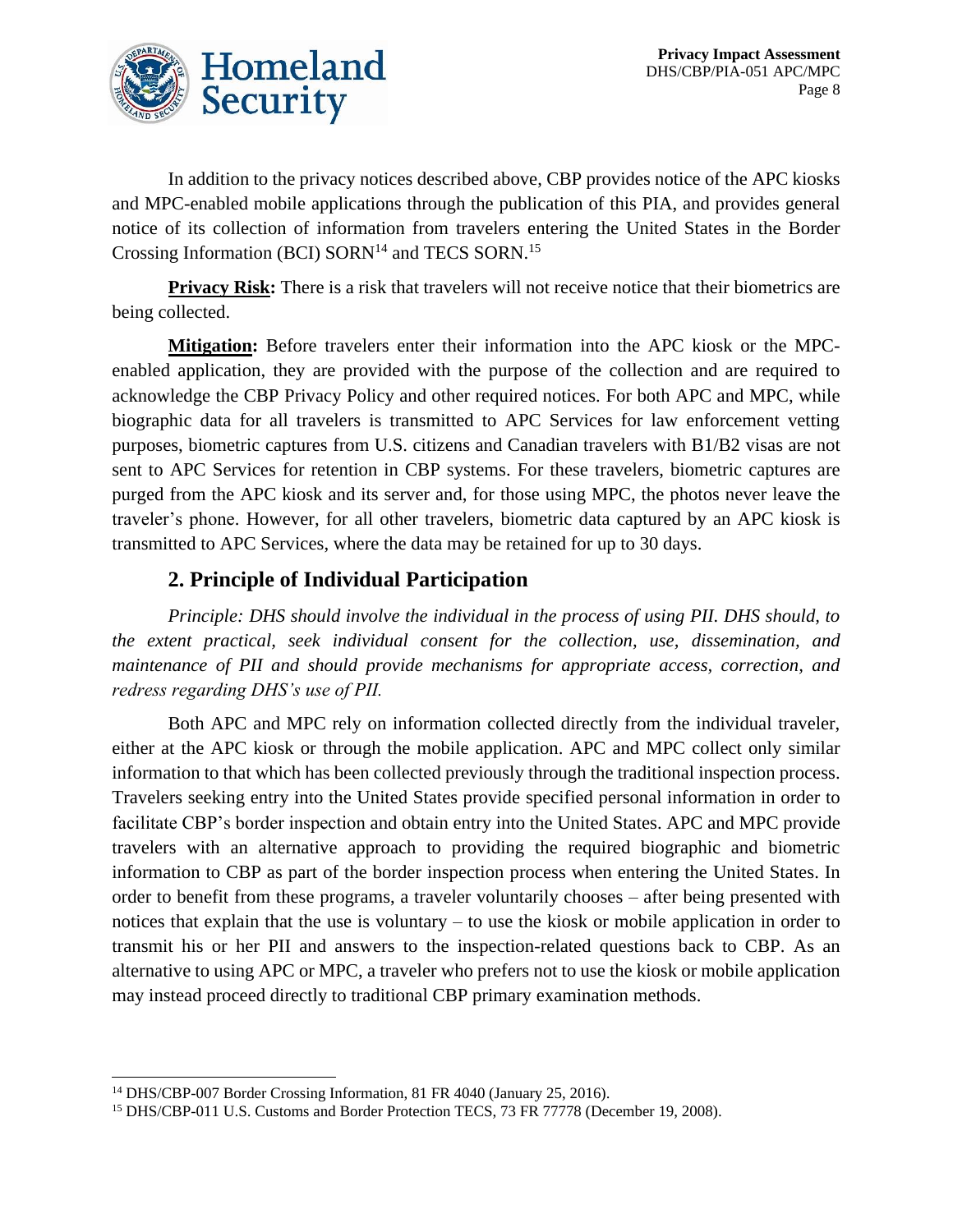In addition to the privacy notices described above, CBP provides notice of the APC kiosks and MPC-enabled mobile applications through the publication of this PIA, and provides general notice of its collection of information from travelers entering the United States in the Border Crossing Information (BCI) SORN[14] and TECS SORN.[15]

**Privacy Risk:** There is a risk that travelers will not receive notice that their biometrics are being collected.

**Mitigation:** Before travelers enter their information into the APC kiosk or the MPC-enabled application, they are provided with the purpose of the collection and are required to acknowledge the CBP Privacy Policy and other required notices. For both APC and MPC, while biographic data for all travelers is transmitted to APC Services for law enforcement vetting purposes, biometric captures from U.S. citizens and Canadian travelers with B1/B2 visas are not sent to APC Services for retention in CBP systems. For these travelers, biometric captures are purged from the APC kiosk and its server and, for those using MPC, the photos never leave the traveler's phone. However, for all other travelers, biometric data captured by an APC kiosk is transmitted to APC Services, where the data may be retained for up to 30 days.

## 2. Principle of Individual Participation

*Principle: DHS should involve the individual in the process of using PII. DHS should, to the extent practical, seek individual consent for the collection, use, dissemination, and maintenance of PII and should provide mechanisms for appropriate access, correction, and redress regarding DHS's use of PII.*

Both APC and MPC rely on information collected directly from the individual traveler, either at the APC kiosk or through the mobile application. APC and MPC collect only similar information to that which has been collected previously through the traditional inspection process. Travelers seeking entry into the United States provide specified personal information in order to facilitate CBP's border inspection and obtain entry into the United States. APC and MPC provide travelers with an alternative approach to providing the required biographic and biometric information to CBP as part of the border inspection process when entering the United States. In order to benefit from these programs, a traveler voluntarily chooses – after being presented with notices that explain that the use is voluntary – to use the kiosk or mobile application in order to transmit his or her PII and answers to the inspection-related questions back to CBP. As an alternative to using APC or MPC, a traveler who prefers not to use the kiosk or mobile application may instead proceed directly to traditional CBP primary examination methods.

---

[14] DHS/CBP-007 Border Crossing Information, 81 FR 4040 (January 25, 2016).

[15] DHS/CBP-011 U.S. Customs and Border Protection TECS, 73 FR 77778 (December 19, 2008).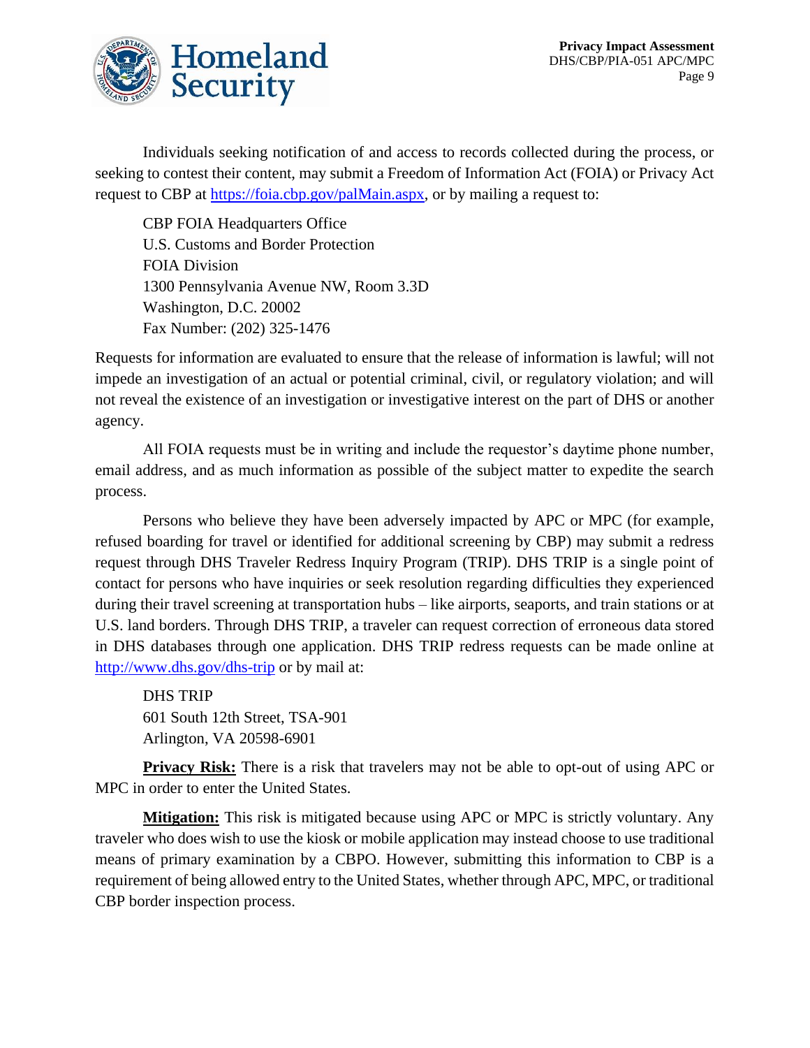Individuals seeking notification of and access to records collected during the process, or seeking to contest their content, may submit a Freedom of Information Act (FOIA) or Privacy Act request to CBP at [https://foia.cbp.gov/palMain.aspx](https://foia.cbp.gov/palMain.aspx), or by mailing a request to:

CBP FOIA Headquarters Office
U.S. Customs and Border Protection
FOIA Division
1300 Pennsylvania Avenue NW, Room 3.3D
Washington, D.C. 20002
Fax Number: (202) 325-1476

Requests for information are evaluated to ensure that the release of information is lawful; will not impede an investigation of an actual or potential criminal, civil, or regulatory violation; and will not reveal the existence of an investigation or investigative interest on the part of DHS or another agency.

All FOIA requests must be in writing and include the requestor's daytime phone number, email address, and as much information as possible of the subject matter to expedite the search process.

Persons who believe they have been adversely impacted by APC or MPC (for example, refused boarding for travel or identified for additional screening by CBP) may submit a redress request through DHS Traveler Redress Inquiry Program (TRIP). DHS TRIP is a single point of contact for persons who have inquiries or seek resolution regarding difficulties they experienced during their travel screening at transportation hubs – like airports, seaports, and train stations or at U.S. land borders. Through DHS TRIP, a traveler can request correction of erroneous data stored in DHS databases through one application. DHS TRIP redress requests can be made online at [http://www.dhs.gov/dhs-trip](http://www.dhs.gov/dhs-trip) or by mail at:

DHS TRIP
601 South 12th Street, TSA-901
Arlington, VA 20598-6901

**Privacy Risk:** There is a risk that travelers may not be able to opt-out of using APC or MPC in order to enter the United States.

**Mitigation:** This risk is mitigated because using APC or MPC is strictly voluntary. Any traveler who does wish to use the kiosk or mobile application may instead choose to use traditional means of primary examination by a CBPO. However, submitting this information to CBP is a requirement of being allowed entry to the United States, whether through APC, MPC, or traditional CBP border inspection process.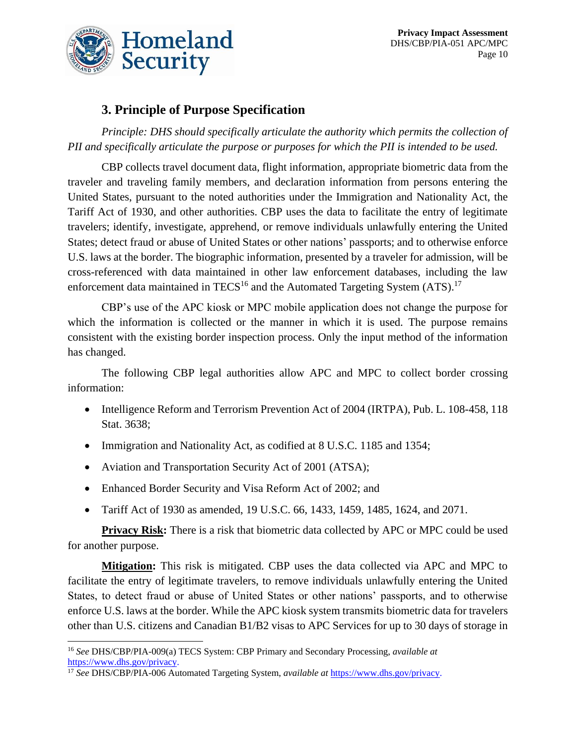## 3. Principle of Purpose Specification

*Principle: DHS should specifically articulate the authority which permits the collection of PII and specifically articulate the purpose or purposes for which the PII is intended to be used.*

CBP collects travel document data, flight information, appropriate biometric data from the traveler and traveling family members, and declaration information from persons entering the United States, pursuant to the noted authorities under the Immigration and Nationality Act, the Tariff Act of 1930, and other authorities. CBP uses the data to facilitate the entry of legitimate travelers; identify, investigate, apprehend, or remove individuals unlawfully entering the United States; detect fraud or abuse of United States or other nations' passports; and to otherwise enforce U.S. laws at the border. The biographic information, presented by a traveler for admission, will be cross-referenced with data maintained in other law enforcement databases, including the law enforcement data maintained in TECS[16] and the Automated Targeting System (ATS).[17]

CBP's use of the APC kiosk or MPC mobile application does not change the purpose for which the information is collected or the manner in which it is used. The purpose remains consistent with the existing border inspection process. Only the input method of the information has changed.

The following CBP legal authorities allow APC and MPC to collect border crossing information:

- Intelligence Reform and Terrorism Prevention Act of 2004 (IRTPA), Pub. L. 108-458, 118 Stat. 3638;
- Immigration and Nationality Act, as codified at 8 U.S.C. 1185 and 1354;
- Aviation and Transportation Security Act of 2001 (ATSA);
- Enhanced Border Security and Visa Reform Act of 2002; and
- Tariff Act of 1930 as amended, 19 U.S.C. 66, 1433, 1459, 1485, 1624, and 2071.

**Privacy Risk:** There is a risk that biometric data collected by APC or MPC could be used for another purpose.

**Mitigation:** This risk is mitigated. CBP uses the data collected via APC and MPC to facilitate the entry of legitimate travelers, to remove individuals unlawfully entering the United States, to detect fraud or abuse of United States or other nations' passports, and to otherwise enforce U.S. laws at the border. While the APC kiosk system transmits biometric data for travelers other than U.S. citizens and Canadian B1/B2 visas to APC Services for up to 30 days of storage in

---

[16] *See* DHS/CBP/PIA-009(a) TECS System: CBP Primary and Secondary Processing, *available at* https://www.dhs.gov/privacy.

[17] *See* DHS/CBP/PIA-006 Automated Targeting System, *available at* https://www.dhs.gov/privacy.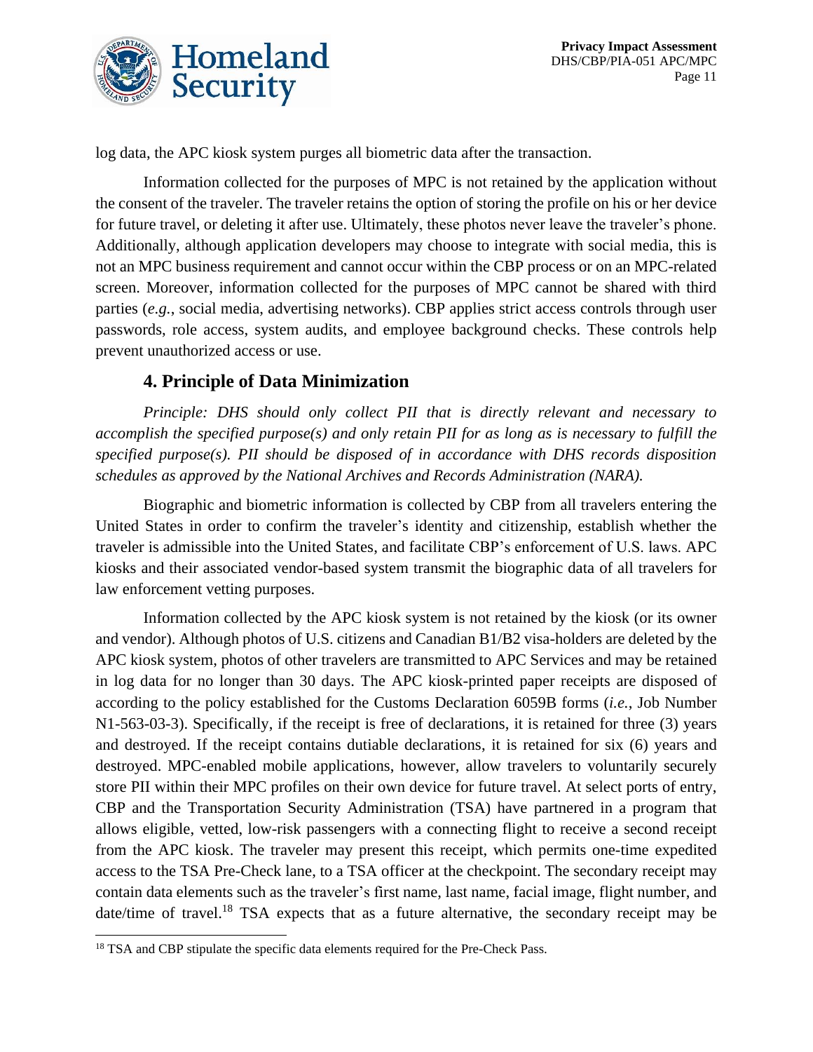log data, the APC kiosk system purges all biometric data after the transaction.

Information collected for the purposes of MPC is not retained by the application without the consent of the traveler. The traveler retains the option of storing the profile on his or her device for future travel, or deleting it after use. Ultimately, these photos never leave the traveler's phone. Additionally, although application developers may choose to integrate with social media, this is not an MPC business requirement and cannot occur within the CBP process or on an MPC-related screen. Moreover, information collected for the purposes of MPC cannot be shared with third parties (*e.g.*, social media, advertising networks). CBP applies strict access controls through user passwords, role access, system audits, and employee background checks. These controls help prevent unauthorized access or use.

## 4. Principle of Data Minimization

*Principle: DHS should only collect PII that is directly relevant and necessary to accomplish the specified purpose(s) and only retain PII for as long as is necessary to fulfill the specified purpose(s). PII should be disposed of in accordance with DHS records disposition schedules as approved by the National Archives and Records Administration (NARA).*

Biographic and biometric information is collected by CBP from all travelers entering the United States in order to confirm the traveler's identity and citizenship, establish whether the traveler is admissible into the United States, and facilitate CBP's enforcement of U.S. laws. APC kiosks and their associated vendor-based system transmit the biographic data of all travelers for law enforcement vetting purposes.

Information collected by the APC kiosk system is not retained by the kiosk (or its owner and vendor). Although photos of U.S. citizens and Canadian B1/B2 visa-holders are deleted by the APC kiosk system, photos of other travelers are transmitted to APC Services and may be retained in log data for no longer than 30 days. The APC kiosk-printed paper receipts are disposed of according to the policy established for the Customs Declaration 6059B forms (*i.e.*, Job Number N1-563-03-3). Specifically, if the receipt is free of declarations, it is retained for three (3) years and destroyed. If the receipt contains dutiable declarations, it is retained for six (6) years and destroyed. MPC-enabled mobile applications, however, allow travelers to voluntarily securely store PII within their MPC profiles on their own device for future travel. At select ports of entry, CBP and the Transportation Security Administration (TSA) have partnered in a program that allows eligible, vetted, low-risk passengers with a connecting flight to receive a second receipt from the APC kiosk. The traveler may present this receipt, which permits one-time expedited access to the TSA Pre-Check lane, to a TSA officer at the checkpoint. The secondary receipt may contain data elements such as the traveler's first name, last name, facial image, flight number, and date/time of travel.[18] TSA expects that as a future alternative, the secondary receipt may be

[18] TSA and CBP stipulate the specific data elements required for the Pre-Check Pass.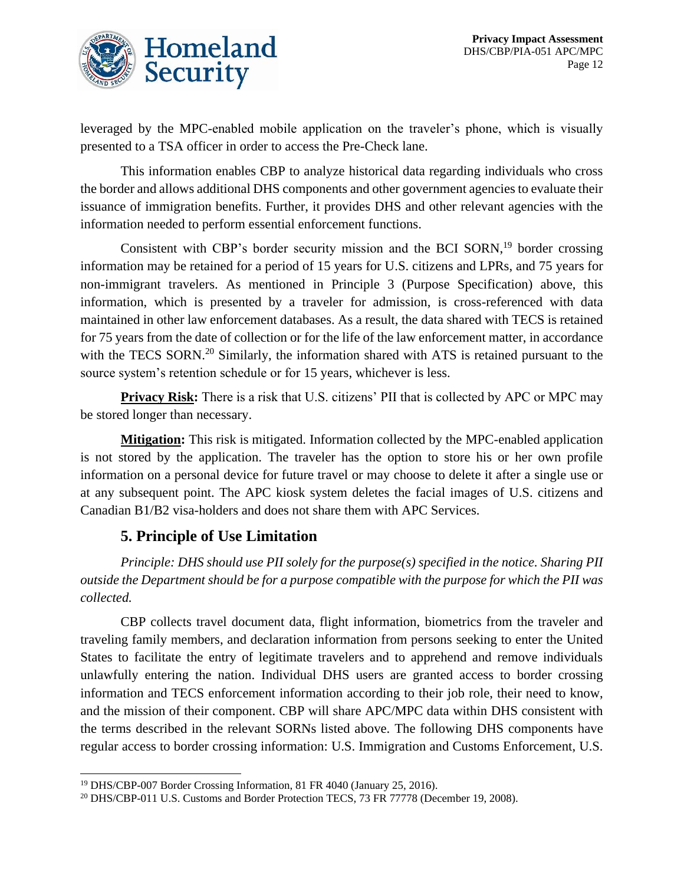leveraged by the MPC-enabled mobile application on the traveler's phone, which is visually presented to a TSA officer in order to access the Pre-Check lane.

This information enables CBP to analyze historical data regarding individuals who cross the border and allows additional DHS components and other government agencies to evaluate their issuance of immigration benefits. Further, it provides DHS and other relevant agencies with the information needed to perform essential enforcement functions.

Consistent with CBP's border security mission and the BCI SORN,[19] border crossing information may be retained for a period of 15 years for U.S. citizens and LPRs, and 75 years for non-immigrant travelers. As mentioned in Principle 3 (Purpose Specification) above, this information, which is presented by a traveler for admission, is cross-referenced with data maintained in other law enforcement databases. As a result, the data shared with TECS is retained for 75 years from the date of collection or for the life of the law enforcement matter, in accordance with the TECS SORN.[20] Similarly, the information shared with ATS is retained pursuant to the source system's retention schedule or for 15 years, whichever is less.

**Privacy Risk:** There is a risk that U.S. citizens' PII that is collected by APC or MPC may be stored longer than necessary.

**Mitigation:** This risk is mitigated. Information collected by the MPC-enabled application is not stored by the application. The traveler has the option to store his or her own profile information on a personal device for future travel or may choose to delete it after a single use or at any subsequent point. The APC kiosk system deletes the facial images of U.S. citizens and Canadian B1/B2 visa-holders and does not share them with APC Services.

## 5. Principle of Use Limitation

*Principle: DHS should use PII solely for the purpose(s) specified in the notice. Sharing PII outside the Department should be for a purpose compatible with the purpose for which the PII was collected.*

CBP collects travel document data, flight information, biometrics from the traveler and traveling family members, and declaration information from persons seeking to enter the United States to facilitate the entry of legitimate travelers and to apprehend and remove individuals unlawfully entering the nation. Individual DHS users are granted access to border crossing information and TECS enforcement information according to their job role, their need to know, and the mission of their component. CBP will share APC/MPC data within DHS consistent with the terms described in the relevant SORNs listed above. The following DHS components have regular access to border crossing information: U.S. Immigration and Customs Enforcement, U.S.

---

[19] DHS/CBP-007 Border Crossing Information, 81 FR 4040 (January 25, 2016).

[20] DHS/CBP-011 U.S. Customs and Border Protection TECS, 73 FR 77778 (December 19, 2008).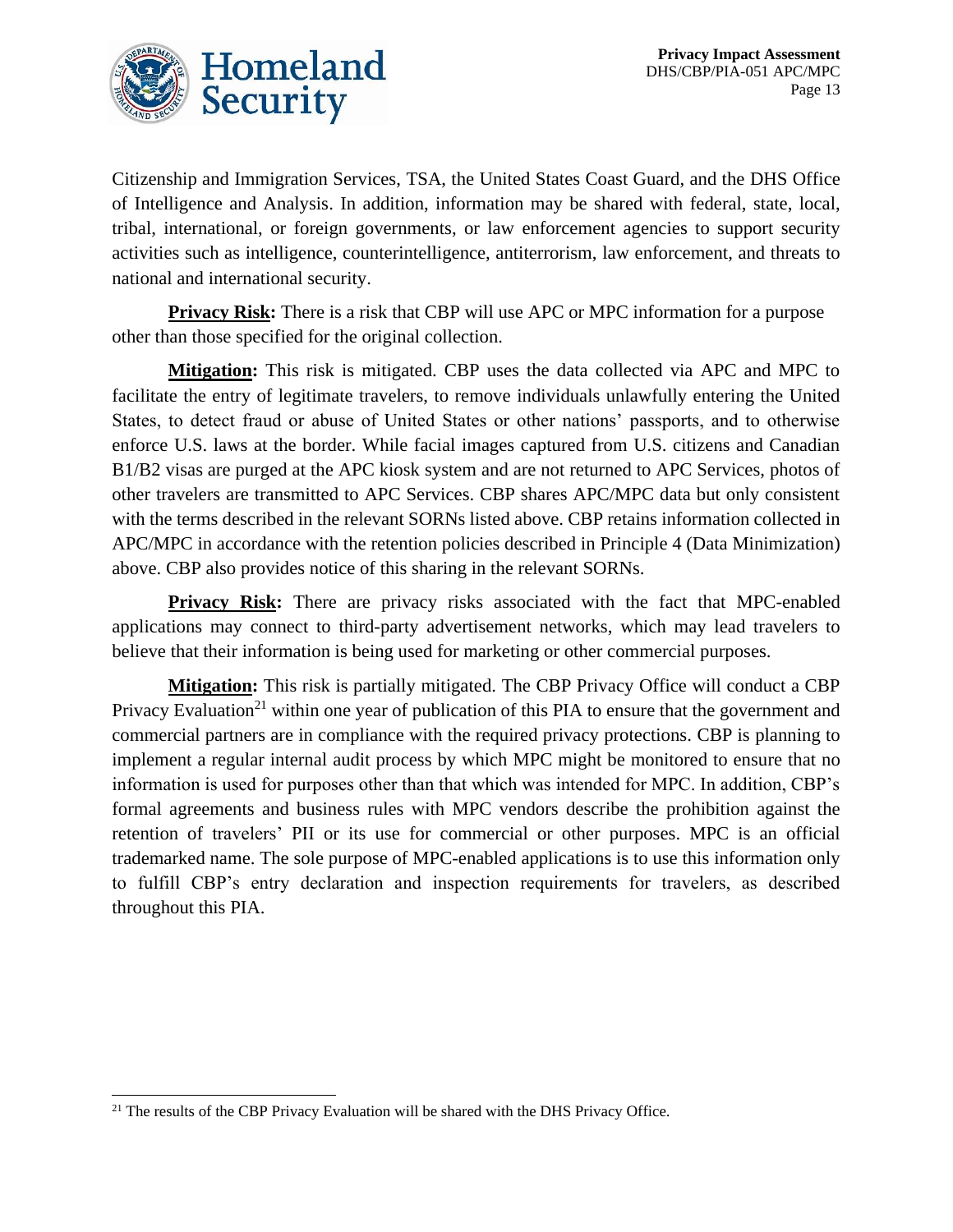Citizenship and Immigration Services, TSA, the United States Coast Guard, and the DHS Office of Intelligence and Analysis. In addition, information may be shared with federal, state, local, tribal, international, or foreign governments, or law enforcement agencies to support security activities such as intelligence, counterintelligence, antiterrorism, law enforcement, and threats to national and international security.

**Privacy Risk:** There is a risk that CBP will use APC or MPC information for a purpose other than those specified for the original collection.

**Mitigation:** This risk is mitigated. CBP uses the data collected via APC and MPC to facilitate the entry of legitimate travelers, to remove individuals unlawfully entering the United States, to detect fraud or abuse of United States or other nations' passports, and to otherwise enforce U.S. laws at the border. While facial images captured from U.S. citizens and Canadian B1/B2 visas are purged at the APC kiosk system and are not returned to APC Services, photos of other travelers are transmitted to APC Services. CBP shares APC/MPC data but only consistent with the terms described in the relevant SORNs listed above. CBP retains information collected in APC/MPC in accordance with the retention policies described in Principle 4 (Data Minimization) above. CBP also provides notice of this sharing in the relevant SORNs.

**Privacy Risk:** There are privacy risks associated with the fact that MPC-enabled applications may connect to third-party advertisement networks, which may lead travelers to believe that their information is being used for marketing or other commercial purposes.

**Mitigation:** This risk is partially mitigated. The CBP Privacy Office will conduct a CBP Privacy Evaluation[21] within one year of publication of this PIA to ensure that the government and commercial partners are in compliance with the required privacy protections. CBP is planning to implement a regular internal audit process by which MPC might be monitored to ensure that no information is used for purposes other than that which was intended for MPC. In addition, CBP's formal agreements and business rules with MPC vendors describe the prohibition against the retention of travelers' PII or its use for commercial or other purposes. MPC is an official trademarked name. The sole purpose of MPC-enabled applications is to use this information only to fulfill CBP's entry declaration and inspection requirements for travelers, as described throughout this PIA.

---

[21] The results of the CBP Privacy Evaluation will be shared with the DHS Privacy Office.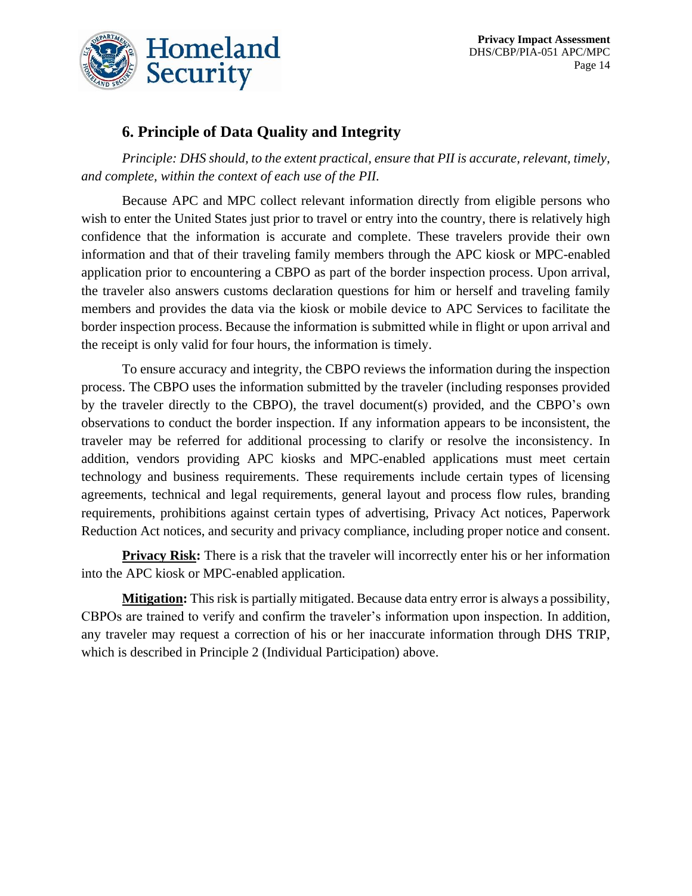## 6. Principle of Data Quality and Integrity

*Principle: DHS should, to the extent practical, ensure that PII is accurate, relevant, timely, and complete, within the context of each use of the PII.*

Because APC and MPC collect relevant information directly from eligible persons who wish to enter the United States just prior to travel or entry into the country, there is relatively high confidence that the information is accurate and complete. These travelers provide their own information and that of their traveling family members through the APC kiosk or MPC-enabled application prior to encountering a CBPO as part of the border inspection process. Upon arrival, the traveler also answers customs declaration questions for him or herself and traveling family members and provides the data via the kiosk or mobile device to APC Services to facilitate the border inspection process. Because the information is submitted while in flight or upon arrival and the receipt is only valid for four hours, the information is timely.

To ensure accuracy and integrity, the CBPO reviews the information during the inspection process. The CBPO uses the information submitted by the traveler (including responses provided by the traveler directly to the CBPO), the travel document(s) provided, and the CBPO's own observations to conduct the border inspection. If any information appears to be inconsistent, the traveler may be referred for additional processing to clarify or resolve the inconsistency. In addition, vendors providing APC kiosks and MPC-enabled applications must meet certain technology and business requirements. These requirements include certain types of licensing agreements, technical and legal requirements, general layout and process flow rules, branding requirements, prohibitions against certain types of advertising, Privacy Act notices, Paperwork Reduction Act notices, and security and privacy compliance, including proper notice and consent.

**Privacy Risk:** There is a risk that the traveler will incorrectly enter his or her information into the APC kiosk or MPC-enabled application.

**Mitigation:** This risk is partially mitigated. Because data entry error is always a possibility, CBPOs are trained to verify and confirm the traveler's information upon inspection. In addition, any traveler may request a correction of his or her inaccurate information through DHS TRIP, which is described in Principle 2 (Individual Participation) above.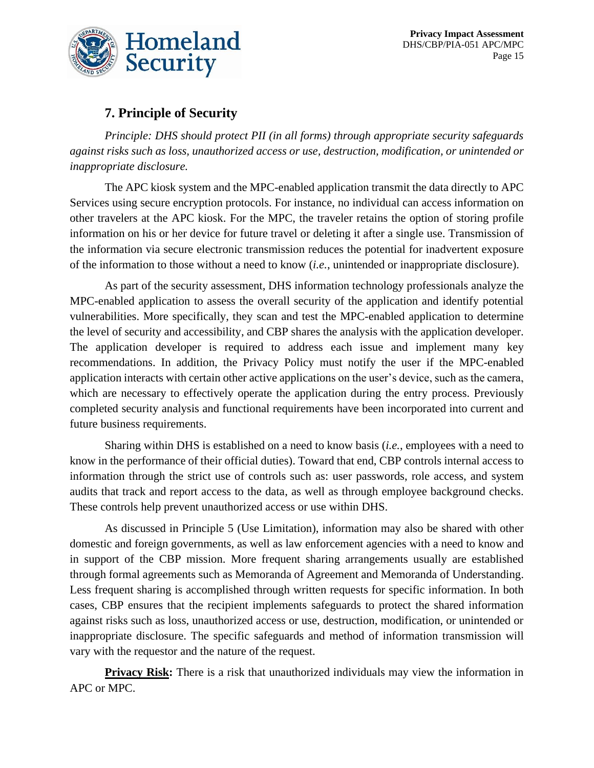## 7. Principle of Security

*Principle: DHS should protect PII (in all forms) through appropriate security safeguards against risks such as loss, unauthorized access or use, destruction, modification, or unintended or inappropriate disclosure.*

The APC kiosk system and the MPC-enabled application transmit the data directly to APC Services using secure encryption protocols. For instance, no individual can access information on other travelers at the APC kiosk. For the MPC, the traveler retains the option of storing profile information on his or her device for future travel or deleting it after a single use. Transmission of the information via secure electronic transmission reduces the potential for inadvertent exposure of the information to those without a need to know (*i.e.*, unintended or inappropriate disclosure).

As part of the security assessment, DHS information technology professionals analyze the MPC-enabled application to assess the overall security of the application and identify potential vulnerabilities. More specifically, they scan and test the MPC-enabled application to determine the level of security and accessibility, and CBP shares the analysis with the application developer. The application developer is required to address each issue and implement many key recommendations. In addition, the Privacy Policy must notify the user if the MPC-enabled application interacts with certain other active applications on the user's device, such as the camera, which are necessary to effectively operate the application during the entry process. Previously completed security analysis and functional requirements have been incorporated into current and future business requirements.

Sharing within DHS is established on a need to know basis (*i.e.*, employees with a need to know in the performance of their official duties). Toward that end, CBP controls internal access to information through the strict use of controls such as: user passwords, role access, and system audits that track and report access to the data, as well as through employee background checks. These controls help prevent unauthorized access or use within DHS.

As discussed in Principle 5 (Use Limitation), information may also be shared with other domestic and foreign governments, as well as law enforcement agencies with a need to know and in support of the CBP mission. More frequent sharing arrangements usually are established through formal agreements such as Memoranda of Agreement and Memoranda of Understanding. Less frequent sharing is accomplished through written requests for specific information. In both cases, CBP ensures that the recipient implements safeguards to protect the shared information against risks such as loss, unauthorized access or use, destruction, modification, or unintended or inappropriate disclosure. The specific safeguards and method of information transmission will vary with the requestor and the nature of the request.

**Privacy Risk:** There is a risk that unauthorized individuals may view the information in APC or MPC.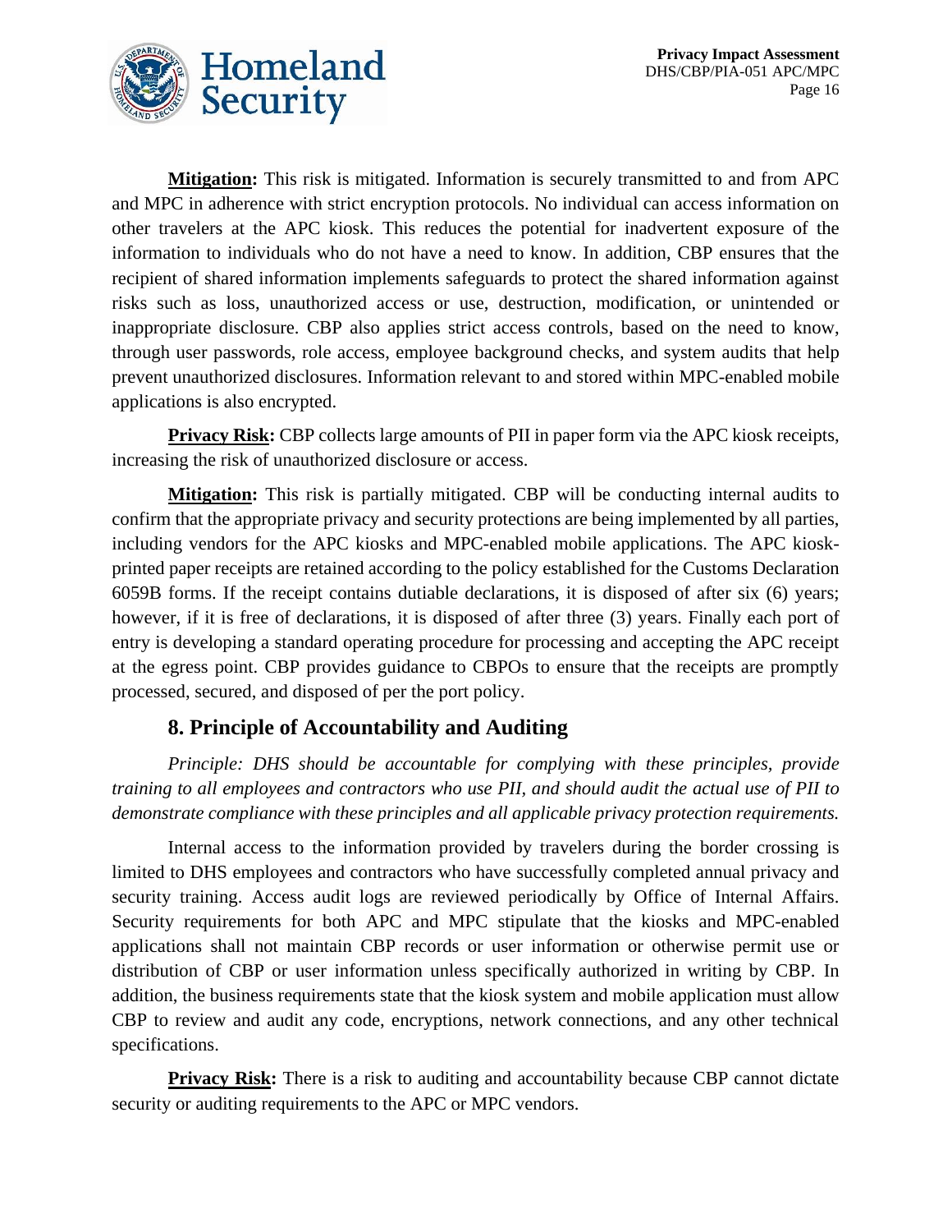**Mitigation:** This risk is mitigated. Information is securely transmitted to and from APC and MPC in adherence with strict encryption protocols. No individual can access information on other travelers at the APC kiosk. This reduces the potential for inadvertent exposure of the information to individuals who do not have a need to know. In addition, CBP ensures that the recipient of shared information implements safeguards to protect the shared information against risks such as loss, unauthorized access or use, destruction, modification, or unintended or inappropriate disclosure. CBP also applies strict access controls, based on the need to know, through user passwords, role access, employee background checks, and system audits that help prevent unauthorized disclosures. Information relevant to and stored within MPC-enabled mobile applications is also encrypted.

**Privacy Risk:** CBP collects large amounts of PII in paper form via the APC kiosk receipts, increasing the risk of unauthorized disclosure or access.

**Mitigation:** This risk is partially mitigated. CBP will be conducting internal audits to confirm that the appropriate privacy and security protections are being implemented by all parties, including vendors for the APC kiosks and MPC-enabled mobile applications. The APC kiosk-printed paper receipts are retained according to the policy established for the Customs Declaration 6059B forms. If the receipt contains dutiable declarations, it is disposed of after six (6) years; however, if it is free of declarations, it is disposed of after three (3) years. Finally each port of entry is developing a standard operating procedure for processing and accepting the APC receipt at the egress point. CBP provides guidance to CBPOs to ensure that the receipts are promptly processed, secured, and disposed of per the port policy.

## 8. Principle of Accountability and Auditing

*Principle: DHS should be accountable for complying with these principles, provide training to all employees and contractors who use PII, and should audit the actual use of PII to demonstrate compliance with these principles and all applicable privacy protection requirements.*

Internal access to the information provided by travelers during the border crossing is limited to DHS employees and contractors who have successfully completed annual privacy and security training. Access audit logs are reviewed periodically by Office of Internal Affairs. Security requirements for both APC and MPC stipulate that the kiosks and MPC-enabled applications shall not maintain CBP records or user information or otherwise permit use or distribution of CBP or user information unless specifically authorized in writing by CBP. In addition, the business requirements state that the kiosk system and mobile application must allow CBP to review and audit any code, encryptions, network connections, and any other technical specifications.

**Privacy Risk:** There is a risk to auditing and accountability because CBP cannot dictate security or auditing requirements to the APC or MPC vendors.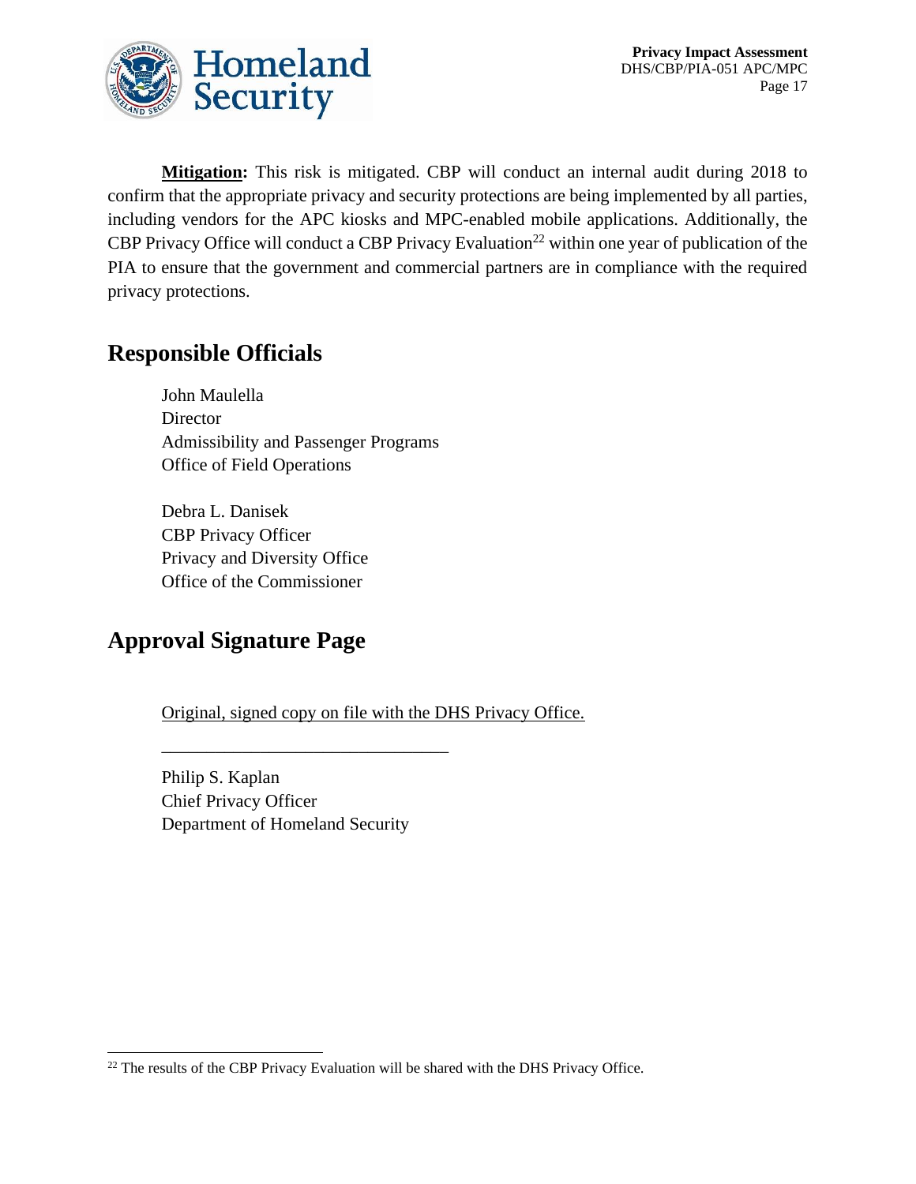**Mitigation:** This risk is mitigated. CBP will conduct an internal audit during 2018 to confirm that the appropriate privacy and security protections are being implemented by all parties, including vendors for the APC kiosks and MPC-enabled mobile applications. Additionally, the CBP Privacy Office will conduct a CBP Privacy Evaluation[22] within one year of publication of the PIA to ensure that the government and commercial partners are in compliance with the required privacy protections.

## Responsible Officials

John Maulella
Director
Admissibility and Passenger Programs
Office of Field Operations

Debra L. Danisek
CBP Privacy Officer
Privacy and Diversity Office
Office of the Commissioner

## Approval Signature Page

Original, signed copy on file with the DHS Privacy Office.

________________________________

Philip S. Kaplan
Chief Privacy Officer
Department of Homeland Security

[22] The results of the CBP Privacy Evaluation will be shared with the DHS Privacy Office.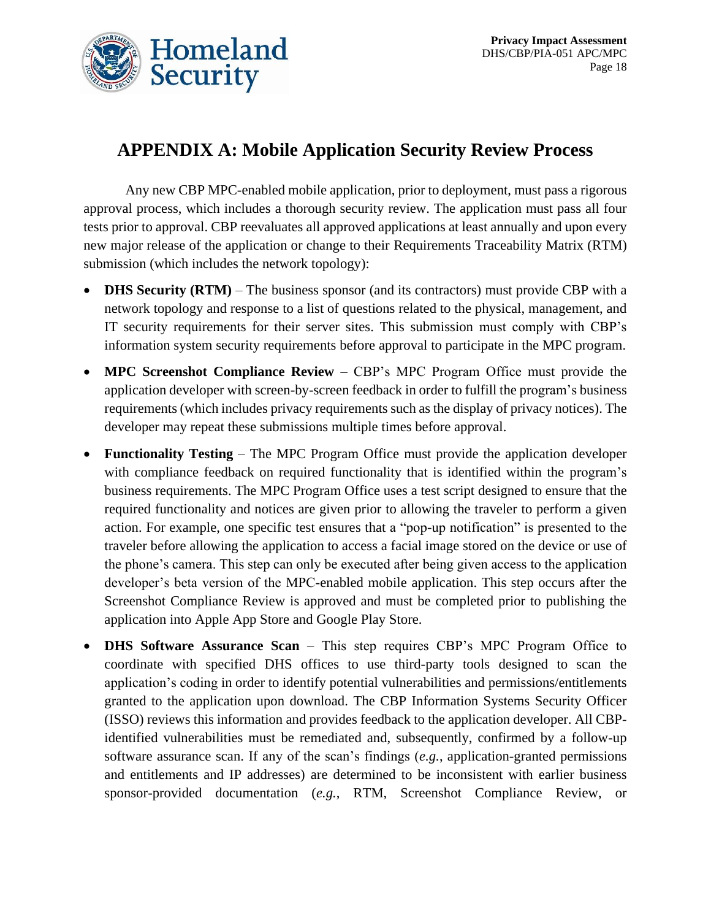# APPENDIX A: Mobile Application Security Review Process

Any new CBP MPC-enabled mobile application, prior to deployment, must pass a rigorous approval process, which includes a thorough security review. The application must pass all four tests prior to approval. CBP reevaluates all approved applications at least annually and upon every new major release of the application or change to their Requirements Traceability Matrix (RTM) submission (which includes the network topology):

- **DHS Security (RTM)** – The business sponsor (and its contractors) must provide CBP with a network topology and response to a list of questions related to the physical, management, and IT security requirements for their server sites. This submission must comply with CBP's information system security requirements before approval to participate in the MPC program.
- **MPC Screenshot Compliance Review** – CBP's MPC Program Office must provide the application developer with screen-by-screen feedback in order to fulfill the program's business requirements (which includes privacy requirements such as the display of privacy notices). The developer may repeat these submissions multiple times before approval.
- **Functionality Testing** – The MPC Program Office must provide the application developer with compliance feedback on required functionality that is identified within the program's business requirements. The MPC Program Office uses a test script designed to ensure that the required functionality and notices are given prior to allowing the traveler to perform a given action. For example, one specific test ensures that a "pop-up notification" is presented to the traveler before allowing the application to access a facial image stored on the device or use of the phone's camera. This step can only be executed after being given access to the application developer's beta version of the MPC-enabled mobile application. This step occurs after the Screenshot Compliance Review is approved and must be completed prior to publishing the application into Apple App Store and Google Play Store.
- **DHS Software Assurance Scan** – This step requires CBP's MPC Program Office to coordinate with specified DHS offices to use third-party tools designed to scan the application's coding in order to identify potential vulnerabilities and permissions/entitlements granted to the application upon download. The CBP Information Systems Security Officer (ISSO) reviews this information and provides feedback to the application developer. All CBP-identified vulnerabilities must be remediated and, subsequently, confirmed by a follow-up software assurance scan. If any of the scan's findings (*e.g.*, application-granted permissions and entitlements and IP addresses) are determined to be inconsistent with earlier business sponsor-provided documentation (*e.g.*, RTM, Screenshot Compliance Review, or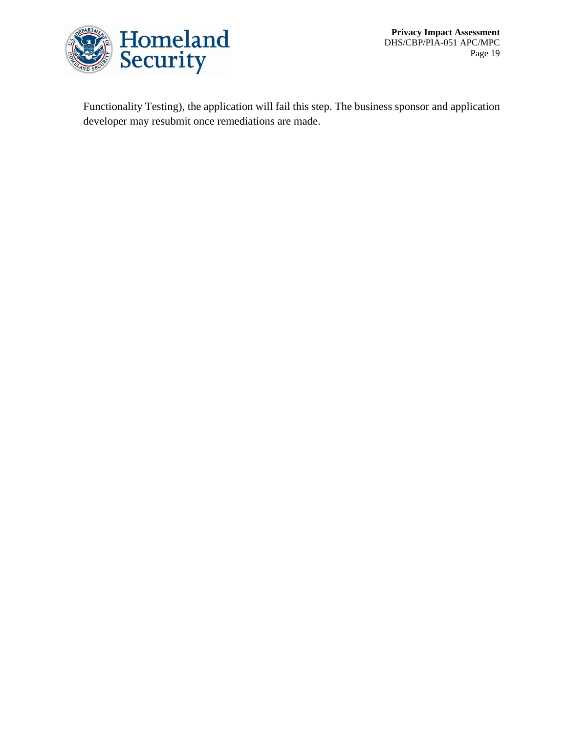Functionality Testing), the application will fail this step. The business sponsor and application developer may resubmit once remediations are made.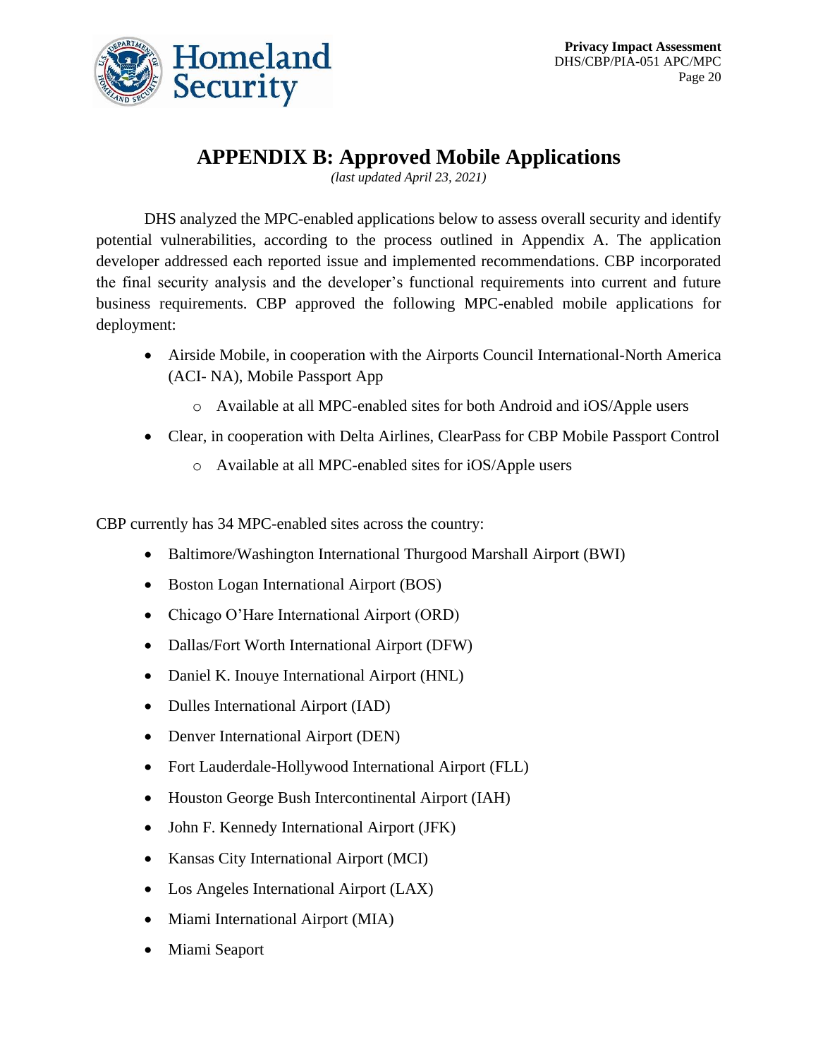# APPENDIX B: Approved Mobile Applications

*(last updated April 23, 2021)*

DHS analyzed the MPC-enabled applications below to assess overall security and identify potential vulnerabilities, according to the process outlined in Appendix A. The application developer addressed each reported issue and implemented recommendations. CBP incorporated the final security analysis and the developer's functional requirements into current and future business requirements. CBP approved the following MPC-enabled mobile applications for deployment:

- Airside Mobile, in cooperation with the Airports Council International-North America (ACI- NA), Mobile Passport App
  - Available at all MPC-enabled sites for both Android and iOS/Apple users
- Clear, in cooperation with Delta Airlines, ClearPass for CBP Mobile Passport Control
  - Available at all MPC-enabled sites for iOS/Apple users

CBP currently has 34 MPC-enabled sites across the country:

- Baltimore/Washington International Thurgood Marshall Airport (BWI)
- Boston Logan International Airport (BOS)
- Chicago O'Hare International Airport (ORD)
- Dallas/Fort Worth International Airport (DFW)
- Daniel K. Inouye International Airport (HNL)
- Dulles International Airport (IAD)
- Denver International Airport (DEN)
- Fort Lauderdale-Hollywood International Airport (FLL)
- Houston George Bush Intercontinental Airport (IAH)
- John F. Kennedy International Airport (JFK)
- Kansas City International Airport (MCI)
- Los Angeles International Airport (LAX)
- Miami International Airport (MIA)
- Miami Seaport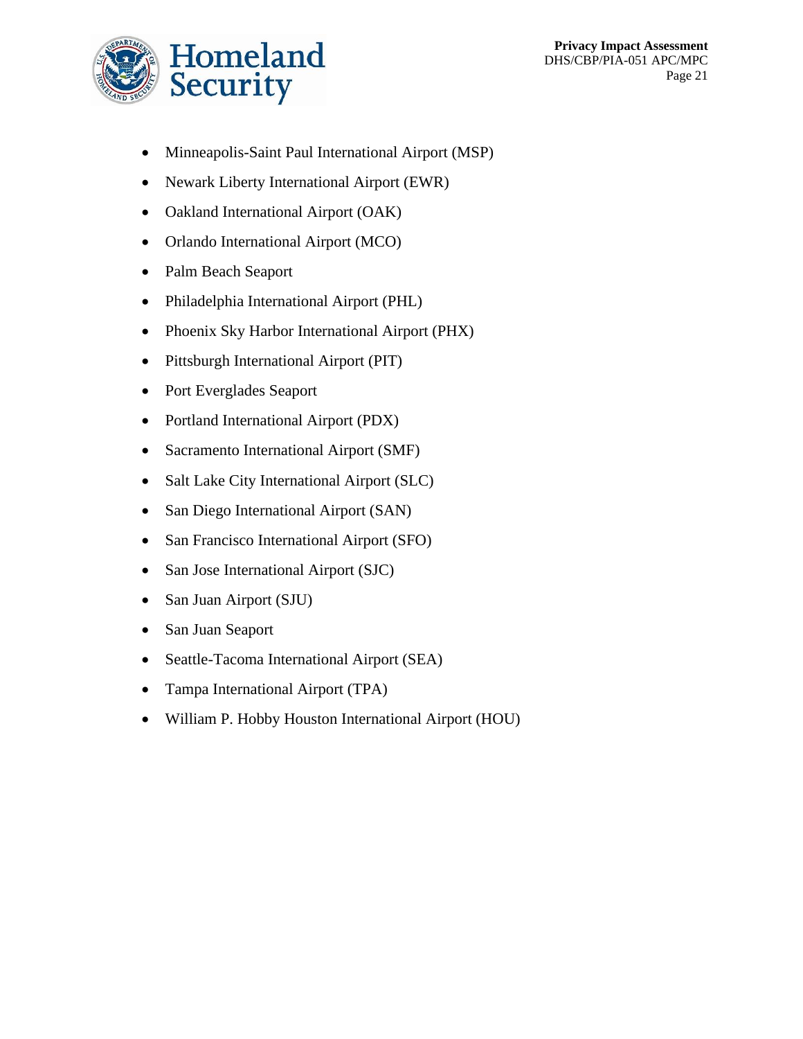- Minneapolis-Saint Paul International Airport (MSP)
- Newark Liberty International Airport (EWR)
- Oakland International Airport (OAK)
- Orlando International Airport (MCO)
- Palm Beach Seaport
- Philadelphia International Airport (PHL)
- Phoenix Sky Harbor International Airport (PHX)
- Pittsburgh International Airport (PIT)
- Port Everglades Seaport
- Portland International Airport (PDX)
- Sacramento International Airport (SMF)
- Salt Lake City International Airport (SLC)
- San Diego International Airport (SAN)
- San Francisco International Airport (SFO)
- San Jose International Airport (SJC)
- San Juan Airport (SJU)
- San Juan Seaport
- Seattle-Tacoma International Airport (SEA)
- Tampa International Airport (TPA)
- William P. Hobby Houston International Airport (HOU)